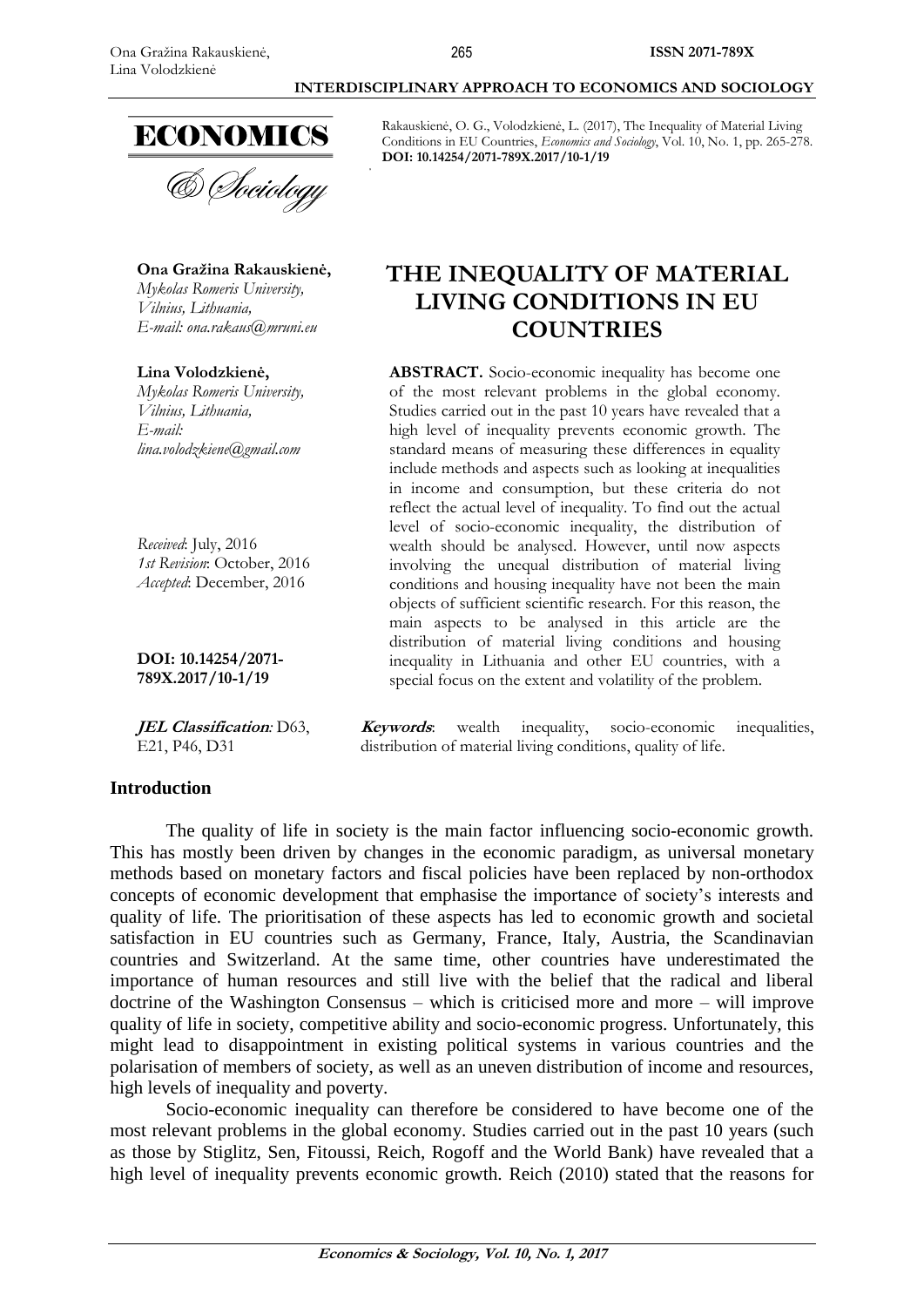Rakauskienė, O. G., Volodzkienė, L. (2017), The Inequality of Material Living Conditions in EU Countries, *Economics and Sociology*, Vol. 10, No. 1, pp. 265-278. **DOI: 10.14254/2071-789X.2017/10-1/19**

**Ona Gražina Rakauskienė,**
*Mykolas Romeris University,*
*Vilnius, Lithuania,*
*E-mail: ona.rakaus@mruni.eu*

**Lina Volodzkienė,**
*Mykolas Romeris University,*
*Vilnius, Lithuania,*
*E-mail: lina.volodzkiene@gmail.com*

*Received*: July, 2016
*1st Revision*: October, 2016
*Accepted*: December, 2016

**DOI: 10.14254/2071-789X.2017/10-1/19**

***JEL Classification**:* D63, E21, P46, D31

# THE INEQUALITY OF MATERIAL LIVING CONDITIONS IN EU COUNTRIES

**ABSTRACT.** Socio-economic inequality has become one of the most relevant problems in the global economy. Studies carried out in the past 10 years have revealed that a high level of inequality prevents economic growth. The standard means of measuring these differences in equality include methods and aspects such as looking at inequalities in income and consumption, but these criteria do not reflect the actual level of inequality. To find out the actual level of socio-economic inequality, the distribution of wealth should be analysed. However, until now aspects involving the unequal distribution of material living conditions and housing inequality have not been the main objects of sufficient scientific research. For this reason, the main aspects to be analysed in this article are the distribution of material living conditions and housing inequality in Lithuania and other EU countries, with a special focus on the extent and volatility of the problem.

***Keywords***: wealth inequality, socio-economic inequalities, distribution of material living conditions, quality of life.

## Introduction

The quality of life in society is the main factor influencing socio-economic growth. This has mostly been driven by changes in the economic paradigm, as universal monetary methods based on monetary factors and fiscal policies have been replaced by non-orthodox concepts of economic development that emphasise the importance of society's interests and quality of life. The prioritisation of these aspects has led to economic growth and societal satisfaction in EU countries such as Germany, France, Italy, Austria, the Scandinavian countries and Switzerland. At the same time, other countries have underestimated the importance of human resources and still live with the belief that the radical and liberal doctrine of the Washington Consensus – which is criticised more and more – will improve quality of life in society, competitive ability and socio-economic progress. Unfortunately, this might lead to disappointment in existing political systems in various countries and the polarisation of members of society, as well as an uneven distribution of income and resources, high levels of inequality and poverty.

Socio-economic inequality can therefore be considered to have become one of the most relevant problems in the global economy. Studies carried out in the past 10 years (such as those by Stiglitz, Sen, Fitoussi, Reich, Rogoff and the World Bank) have revealed that a high level of inequality prevents economic growth. Reich (2010) stated that the reasons for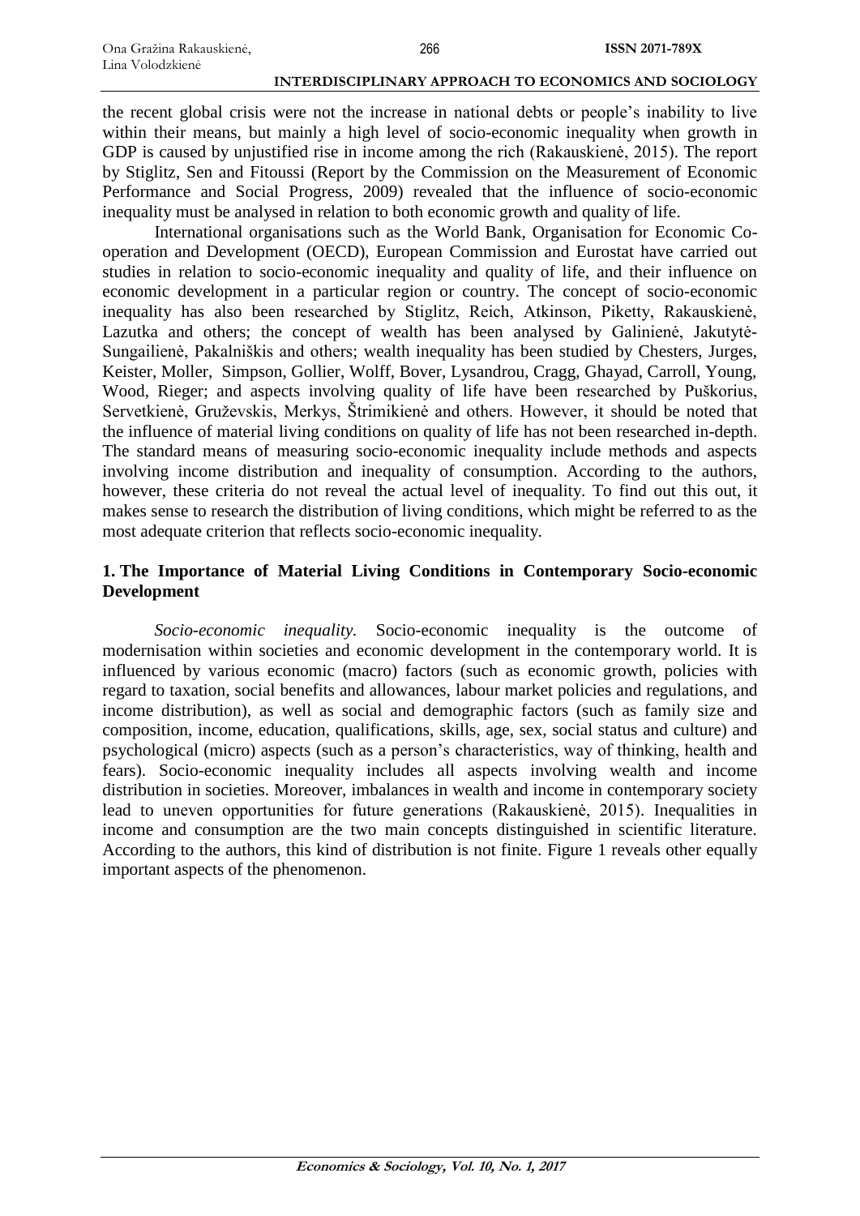the recent global crisis were not the increase in national debts or people's inability to live within their means, but mainly a high level of socio-economic inequality when growth in GDP is caused by unjustified rise in income among the rich (Rakauskienė, 2015). The report by Stiglitz, Sen and Fitoussi (Report by the Commission on the Measurement of Economic Performance and Social Progress, 2009) revealed that the influence of socio-economic inequality must be analysed in relation to both economic growth and quality of life.

International organisations such as the World Bank, Organisation for Economic Co-operation and Development (OECD), European Commission and Eurostat have carried out studies in relation to socio-economic inequality and quality of life, and their influence on economic development in a particular region or country. The concept of socio-economic inequality has also been researched by Stiglitz, Reich, Atkinson, Piketty, Rakauskienė, Lazutka and others; the concept of wealth has been analysed by Galinienė, Jakutytė-Sungailienė, Pakalniškis and others; wealth inequality has been studied by Chesters, Jurges, Keister, Moller, Simpson, Gollier, Wolff, Bover, Lysandrou, Cragg, Ghayad, Carroll, Young, Wood, Rieger; and aspects involving quality of life have been researched by Puškorius, Servetkienė, Gruževskis, Merkys, Štrimikienė and others. However, it should be noted that the influence of material living conditions on quality of life has not been researched in-depth. The standard means of measuring socio-economic inequality include methods and aspects involving income distribution and inequality of consumption. According to the authors, however, these criteria do not reveal the actual level of inequality. To find out this out, it makes sense to research the distribution of living conditions, which might be referred to as the most adequate criterion that reflects socio-economic inequality.

## 1. The Importance of Material Living Conditions in Contemporary Socio-economic Development

*Socio-economic inequality.* Socio-economic inequality is the outcome of modernisation within societies and economic development in the contemporary world. It is influenced by various economic (macro) factors (such as economic growth, policies with regard to taxation, social benefits and allowances, labour market policies and regulations, and income distribution), as well as social and demographic factors (such as family size and composition, income, education, qualifications, skills, age, sex, social status and culture) and psychological (micro) aspects (such as a person's characteristics, way of thinking, health and fears). Socio-economic inequality includes all aspects involving wealth and income distribution in societies. Moreover, imbalances in wealth and income in contemporary society lead to uneven opportunities for future generations (Rakauskienė, 2015). Inequalities in income and consumption are the two main concepts distinguished in scientific literature. According to the authors, this kind of distribution is not finite. Figure 1 reveals other equally important aspects of the phenomenon.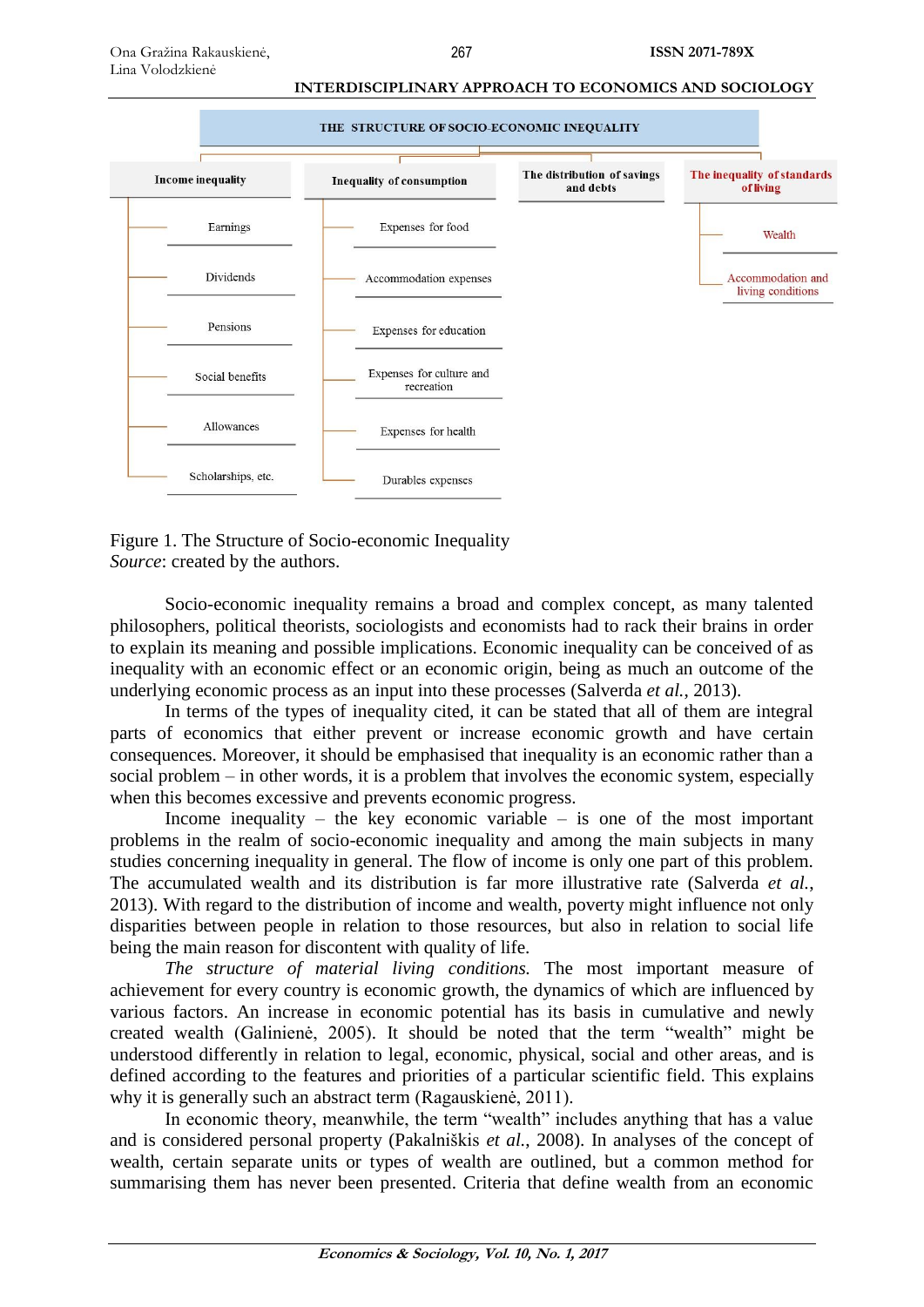**THE STRUCTURE OF SOCIO-ECONOMIC INEQUALITY**

- **Income inequality**
  - Earnings
  - Dividends
  - Pensions
  - Social benefits
  - Allowances
  - Scholarships, etc.
- **Inequality of consumption**
  - Expenses for food
  - Accommodation expenses
  - Expenses for education
  - Expenses for culture and recreation
  - Expenses for health
  - Durables expenses
- **The distribution of savings and debts**
- **The inequality of standards of living**
  - Wealth
  - Accommodation and living conditions

Figure 1. The Structure of Socio-economic Inequality
*Source*: created by the authors.

Socio-economic inequality remains a broad and complex concept, as many talented philosophers, political theorists, sociologists and economists had to rack their brains in order to explain its meaning and possible implications. Economic inequality can be conceived of as inequality with an economic effect or an economic origin, being as much an outcome of the underlying economic process as an input into these processes (Salverda *et al.*, 2013).

In terms of the types of inequality cited, it can be stated that all of them are integral parts of economics that either prevent or increase economic growth and have certain consequences. Moreover, it should be emphasised that inequality is an economic rather than a social problem – in other words, it is a problem that involves the economic system, especially when this becomes excessive and prevents economic progress.

Income inequality – the key economic variable – is one of the most important problems in the realm of socio-economic inequality and among the main subjects in many studies concerning inequality in general. The flow of income is only one part of this problem. The accumulated wealth and its distribution is far more illustrative rate (Salverda *et al.*, 2013). With regard to the distribution of income and wealth, poverty might influence not only disparities between people in relation to those resources, but also in relation to social life being the main reason for discontent with quality of life.

*The structure of material living conditions.* The most important measure of achievement for every country is economic growth, the dynamics of which are influenced by various factors. An increase in economic potential has its basis in cumulative and newly created wealth (Galinienė, 2005). It should be noted that the term "wealth" might be understood differently in relation to legal, economic, physical, social and other areas, and is defined according to the features and priorities of a particular scientific field. This explains why it is generally such an abstract term (Ragauskienė, 2011).

In economic theory, meanwhile, the term "wealth" includes anything that has a value and is considered personal property (Pakalniškis *et al.*, 2008). In analyses of the concept of wealth, certain separate units or types of wealth are outlined, but a common method for summarising them has never been presented. Criteria that define wealth from an economic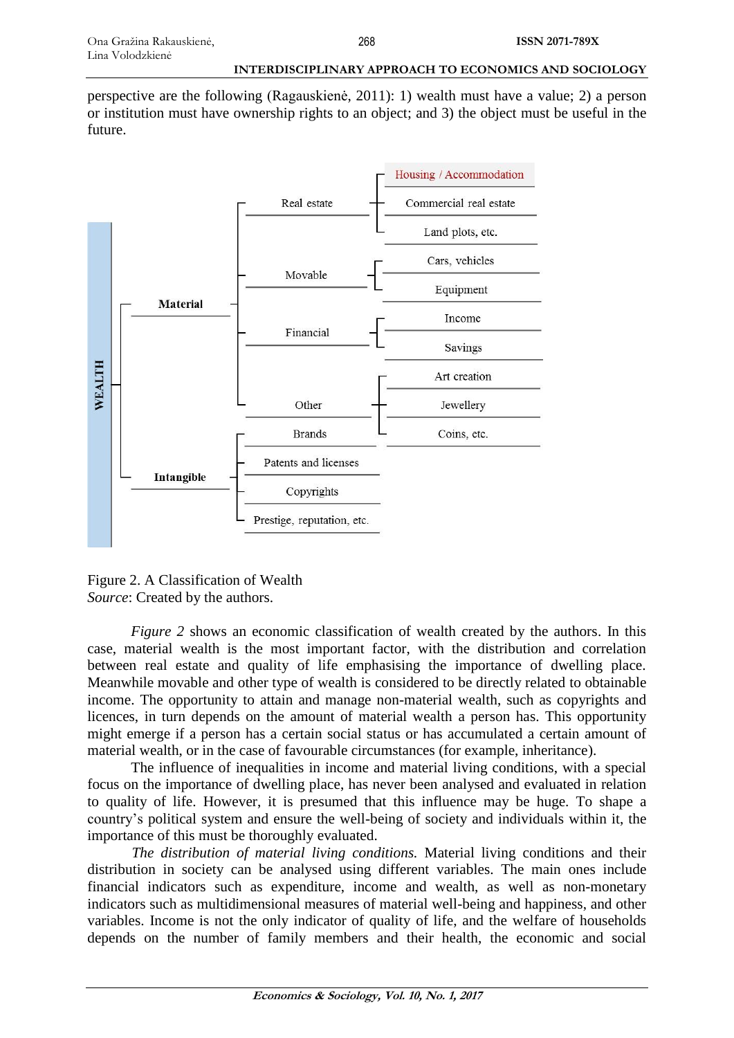perspective are the following (Ragauskienė, 2011): 1) wealth must have a value; 2) a person or institution must have ownership rights to an object; and 3) the object must be useful in the future.

- **WEALTH**
  - **Material**
    - Real estate
      - Housing / Accommodation
      - Commercial real estate
      - Land plots, etc.
    - Movable
      - Cars, vehicles
      - Equipment
    - Financial
      - Income
      - Savings
    - Other
      - Art creation
      - Jewellery
      - Coins, etc.
  - **Intangible**
    - Brands
    - Patents and licenses
    - Copyrights
    - Prestige, reputation, etc.

Figure 2. A Classification of Wealth
*Source*: Created by the authors.

*Figure 2* shows an economic classification of wealth created by the authors. In this case, material wealth is the most important factor, with the distribution and correlation between real estate and quality of life emphasising the importance of dwelling place. Meanwhile movable and other type of wealth is considered to be directly related to obtainable income. The opportunity to attain and manage non-material wealth, such as copyrights and licences, in turn depends on the amount of material wealth a person has. This opportunity might emerge if a person has a certain social status or has accumulated a certain amount of material wealth, or in the case of favourable circumstances (for example, inheritance).

The influence of inequalities in income and material living conditions, with a special focus on the importance of dwelling place, has never been analysed and evaluated in relation to quality of life. However, it is presumed that this influence may be huge. To shape a country's political system and ensure the well-being of society and individuals within it, the importance of this must be thoroughly evaluated.

*The distribution of material living conditions.* Material living conditions and their distribution in society can be analysed using different variables. The main ones include financial indicators such as expenditure, income and wealth, as well as non-monetary indicators such as multidimensional measures of material well-being and happiness, and other variables. Income is not the only indicator of quality of life, and the welfare of households depends on the number of family members and their health, the economic and social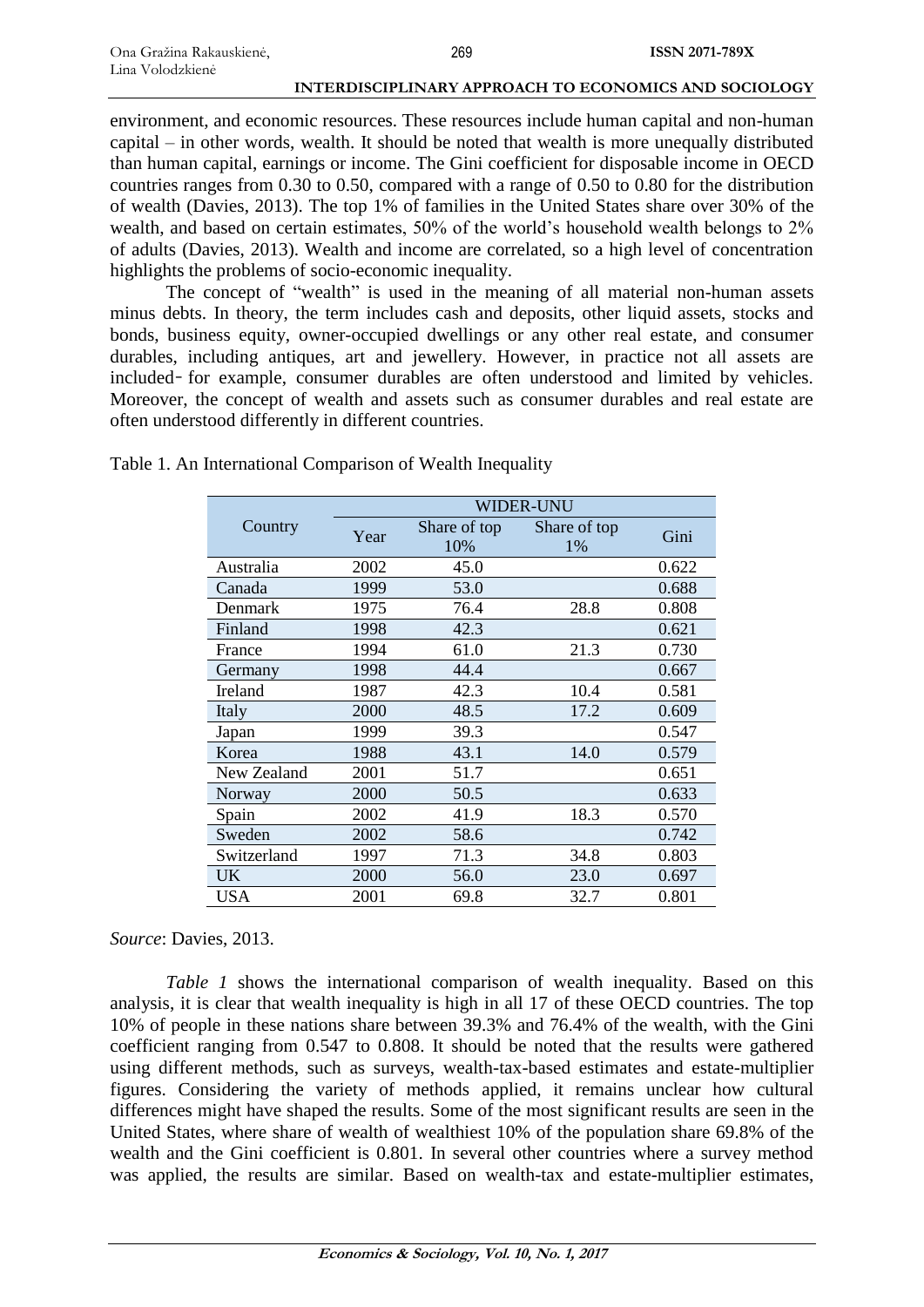environment, and economic resources. These resources include human capital and non-human capital – in other words, wealth. It should be noted that wealth is more unequally distributed than human capital, earnings or income. The Gini coefficient for disposable income in OECD countries ranges from 0.30 to 0.50, compared with a range of 0.50 to 0.80 for the distribution of wealth (Davies, 2013). The top 1% of families in the United States share over 30% of the wealth, and based on certain estimates, 50% of the world's household wealth belongs to 2% of adults (Davies, 2013). Wealth and income are correlated, so a high level of concentration highlights the problems of socio-economic inequality.

The concept of "wealth" is used in the meaning of all material non-human assets minus debts. In theory, the term includes cash and deposits, other liquid assets, stocks and bonds, business equity, owner-occupied dwellings or any other real estate, and consumer durables, including antiques, art and jewellery. However, in practice not all assets are included‑ for example, consumer durables are often understood and limited by vehicles. Moreover, the concept of wealth and assets such as consumer durables and real estate are often understood differently in different countries.

Table 1. An International Comparison of Wealth Inequality

| Country | WIDER-UNU | | | |
|---|---|---|---|---|
| | Year | Share of top 10% | Share of top 1% | Gini |
| Australia | 2002 | 45.0 | | 0.622 |
| Canada | 1999 | 53.0 | | 0.688 |
| Denmark | 1975 | 76.4 | 28.8 | 0.808 |
| Finland | 1998 | 42.3 | | 0.621 |
| France | 1994 | 61.0 | 21.3 | 0.730 |
| Germany | 1998 | 44.4 | | 0.667 |
| Ireland | 1987 | 42.3 | 10.4 | 0.581 |
| Italy | 2000 | 48.5 | 17.2 | 0.609 |
| Japan | 1999 | 39.3 | | 0.547 |
| Korea | 1988 | 43.1 | 14.0 | 0.579 |
| New Zealand | 2001 | 51.7 | | 0.651 |
| Norway | 2000 | 50.5 | | 0.633 |
| Spain | 2002 | 41.9 | 18.3 | 0.570 |
| Sweden | 2002 | 58.6 | | 0.742 |
| Switzerland | 1997 | 71.3 | 34.8 | 0.803 |
| UK | 2000 | 56.0 | 23.0 | 0.697 |
| USA | 2001 | 69.8 | 32.7 | 0.801 |

*Source*: Davies, 2013.

*Table 1* shows the international comparison of wealth inequality. Based on this analysis, it is clear that wealth inequality is high in all 17 of these OECD countries. The top 10% of people in these nations share between 39.3% and 76.4% of the wealth, with the Gini coefficient ranging from 0.547 to 0.808. It should be noted that the results were gathered using different methods, such as surveys, wealth-tax-based estimates and estate-multiplier figures. Considering the variety of methods applied, it remains unclear how cultural differences might have shaped the results. Some of the most significant results are seen in the United States, where share of wealth of wealthiest 10% of the population share 69.8% of the wealth and the Gini coefficient is 0.801. In several other countries where a survey method was applied, the results are similar. Based on wealth-tax and estate-multiplier estimates,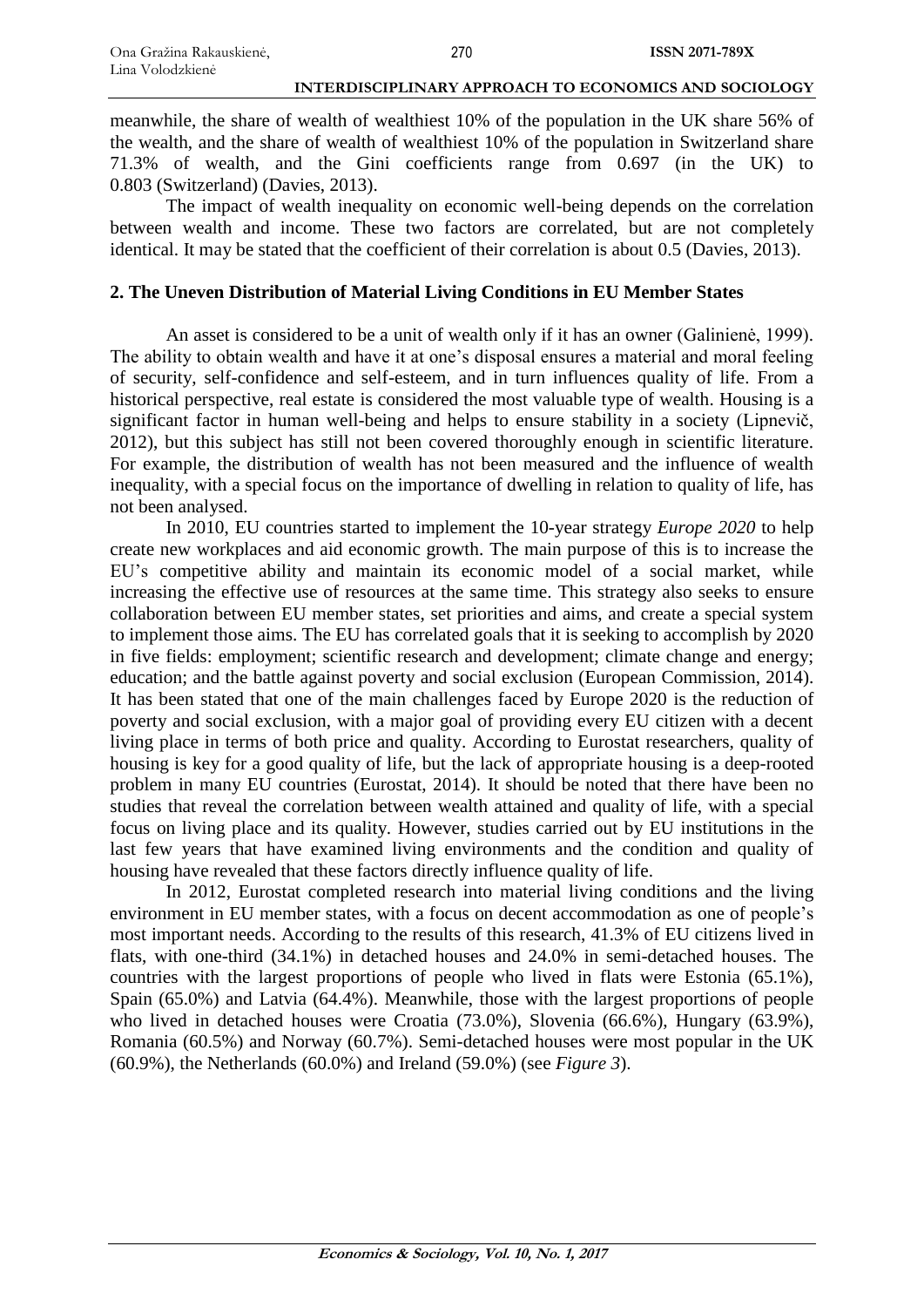meanwhile, the share of wealth of wealthiest 10% of the population in the UK share 56% of the wealth, and the share of wealth of wealthiest 10% of the population in Switzerland share 71.3% of wealth, and the Gini coefficients range from 0.697 (in the UK) to 0.803 (Switzerland) (Davies, 2013).

The impact of wealth inequality on economic well-being depends on the correlation between wealth and income. These two factors are correlated, but are not completely identical. It may be stated that the coefficient of their correlation is about 0.5 (Davies, 2013).

## 2. The Uneven Distribution of Material Living Conditions in EU Member States

An asset is considered to be a unit of wealth only if it has an owner (Galinienė, 1999). The ability to obtain wealth and have it at one's disposal ensures a material and moral feeling of security, self-confidence and self-esteem, and in turn influences quality of life. From a historical perspective, real estate is considered the most valuable type of wealth. Housing is a significant factor in human well-being and helps to ensure stability in a society (Lipnevič, 2012), but this subject has still not been covered thoroughly enough in scientific literature. For example, the distribution of wealth has not been measured and the influence of wealth inequality, with a special focus on the importance of dwelling in relation to quality of life, has not been analysed.

In 2010, EU countries started to implement the 10-year strategy *Europe 2020* to help create new workplaces and aid economic growth. The main purpose of this is to increase the EU's competitive ability and maintain its economic model of a social market, while increasing the effective use of resources at the same time. This strategy also seeks to ensure collaboration between EU member states, set priorities and aims, and create a special system to implement those aims. The EU has correlated goals that it is seeking to accomplish by 2020 in five fields: employment; scientific research and development; climate change and energy; education; and the battle against poverty and social exclusion (European Commission, 2014). It has been stated that one of the main challenges faced by Europe 2020 is the reduction of poverty and social exclusion, with a major goal of providing every EU citizen with a decent living place in terms of both price and quality. According to Eurostat researchers, quality of housing is key for a good quality of life, but the lack of appropriate housing is a deep-rooted problem in many EU countries (Eurostat, 2014). It should be noted that there have been no studies that reveal the correlation between wealth attained and quality of life, with a special focus on living place and its quality. However, studies carried out by EU institutions in the last few years that have examined living environments and the condition and quality of housing have revealed that these factors directly influence quality of life.

In 2012, Eurostat completed research into material living conditions and the living environment in EU member states, with a focus on decent accommodation as one of people's most important needs. According to the results of this research, 41.3% of EU citizens lived in flats, with one-third (34.1%) in detached houses and 24.0% in semi-detached houses. The countries with the largest proportions of people who lived in flats were Estonia (65.1%), Spain (65.0%) and Latvia (64.4%). Meanwhile, those with the largest proportions of people who lived in detached houses were Croatia (73.0%), Slovenia (66.6%), Hungary (63.9%), Romania (60.5%) and Norway (60.7%). Semi-detached houses were most popular in the UK (60.9%), the Netherlands (60.0%) and Ireland (59.0%) (see *Figure 3*).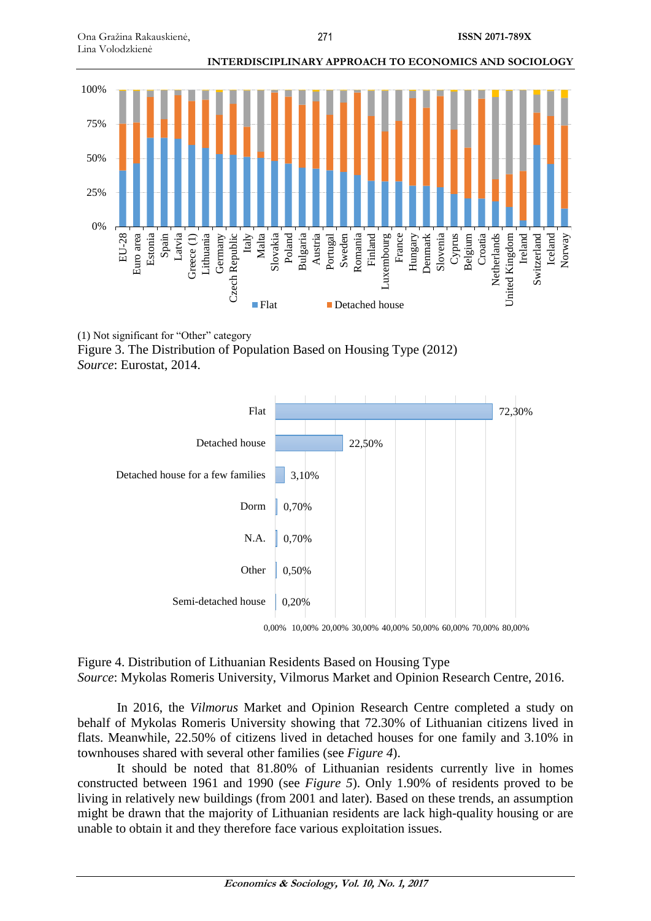(1) Not significant for "Other" category

Figure 3. The Distribution of Population Based on Housing Type (2012)
*Source*: Eurostat, 2014.

Figure 4. Distribution of Lithuanian Residents Based on Housing Type
*Source*: Mykolas Romeris University, Vilmorus Market and Opinion Research Centre, 2016.

In 2016, the *Vilmorus* Market and Opinion Research Centre completed a study on behalf of Mykolas Romeris University showing that 72.30% of Lithuanian citizens lived in flats. Meanwhile, 22.50% of citizens lived in detached houses for one family and 3.10% in townhouses shared with several other families (see *Figure 4*).

It should be noted that 81.80% of Lithuanian residents currently live in homes constructed between 1961 and 1990 (see *Figure 5*). Only 1.90% of residents proved to be living in relatively new buildings (from 2001 and later). Based on these trends, an assumption might be drawn that the majority of Lithuanian residents are lack high-quality housing or are unable to obtain it and they therefore face various exploitation issues.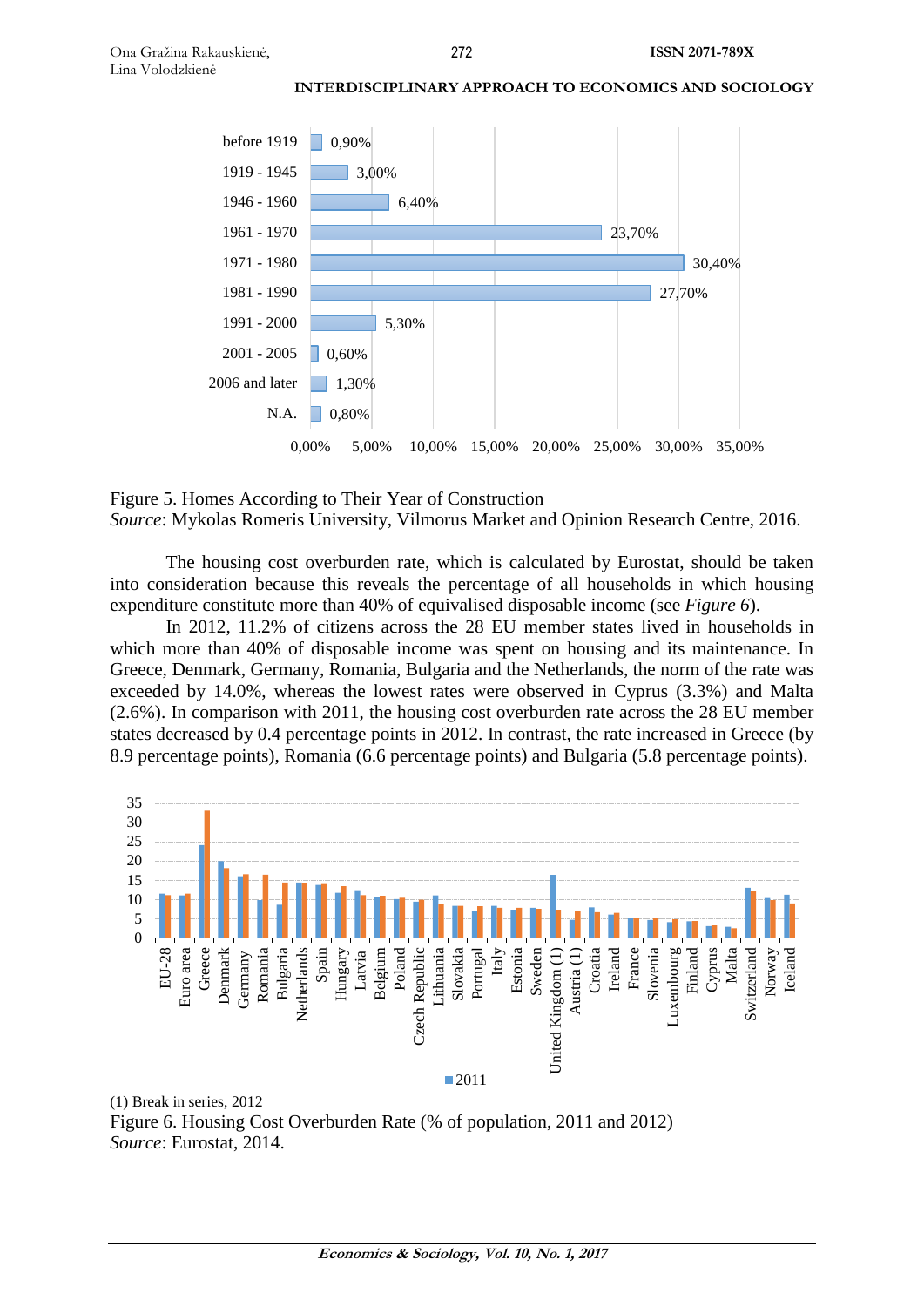Figure 5. Homes According to Their Year of Construction
*Source*: Mykolas Romeris University, Vilmorus Market and Opinion Research Centre, 2016.

The housing cost overburden rate, which is calculated by Eurostat, should be taken into consideration because this reveals the percentage of all households in which housing expenditure constitute more than 40% of equivalised disposable income (see *Figure 6*).

In 2012, 11.2% of citizens across the 28 EU member states lived in households in which more than 40% of disposable income was spent on housing and its maintenance. In Greece, Denmark, Germany, Romania, Bulgaria and the Netherlands, the norm of the rate was exceeded by 14.0%, whereas the lowest rates were observed in Cyprus (3.3%) and Malta (2.6%). In comparison with 2011, the housing cost overburden rate across the 28 EU member states decreased by 0.4 percentage points in 2012. In contrast, the rate increased in Greece (by 8.9 percentage points), Romania (6.6 percentage points) and Bulgaria (5.8 percentage points).

(1) Break in series, 2012
Figure 6. Housing Cost Overburden Rate (% of population, 2011 and 2012)
*Source*: Eurostat, 2014.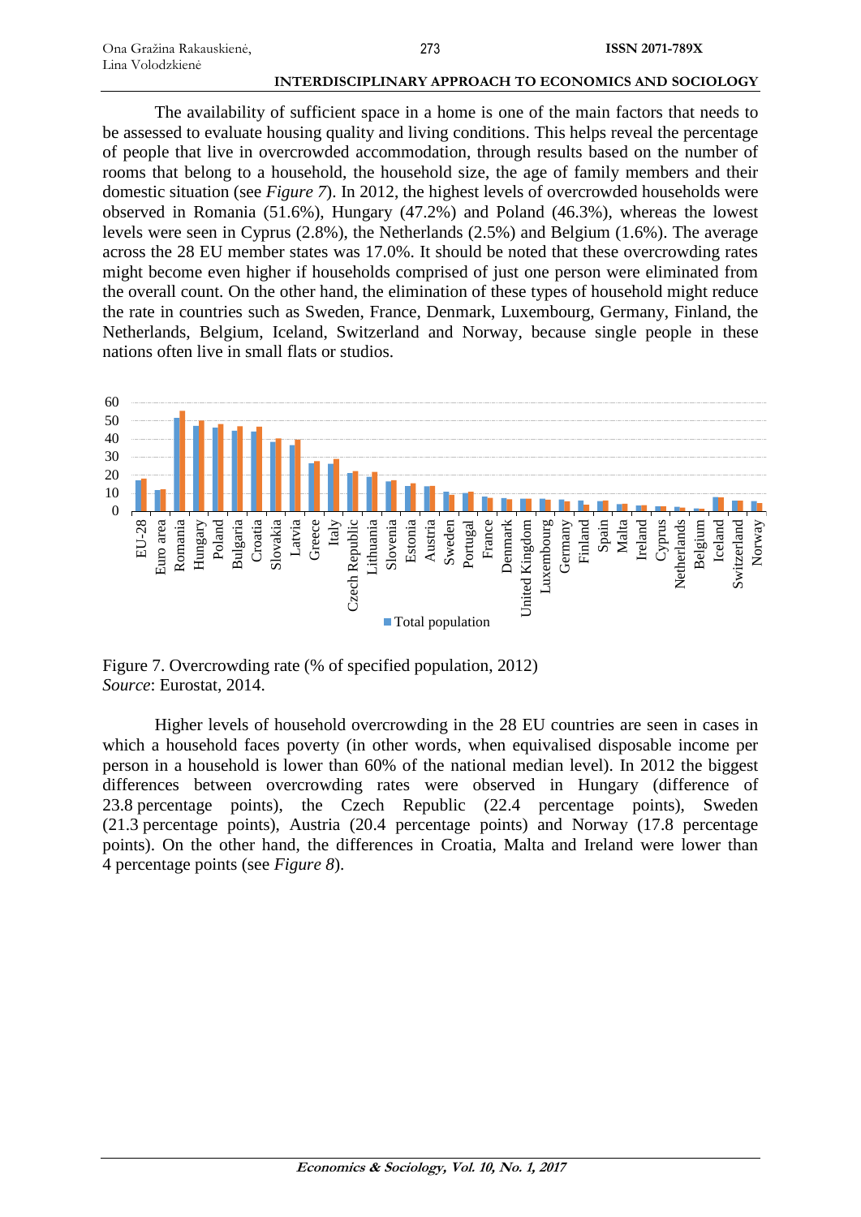The availability of sufficient space in a home is one of the main factors that needs to be assessed to evaluate housing quality and living conditions. This helps reveal the percentage of people that live in overcrowded accommodation, through results based on the number of rooms that belong to a household, the household size, the age of family members and their domestic situation (see *Figure 7*). In 2012, the highest levels of overcrowded households were observed in Romania (51.6%), Hungary (47.2%) and Poland (46.3%), whereas the lowest levels were seen in Cyprus (2.8%), the Netherlands (2.5%) and Belgium (1.6%). The average across the 28 EU member states was 17.0%. It should be noted that these overcrowding rates might become even higher if households comprised of just one person were eliminated from the overall count. On the other hand, the elimination of these types of household might reduce the rate in countries such as Sweden, France, Denmark, Luxembourg, Germany, Finland, the Netherlands, Belgium, Iceland, Switzerland and Norway, because single people in these nations often live in small flats or studios.

Figure 7. Overcrowding rate (% of specified population, 2012)
*Source*: Eurostat, 2014.

Higher levels of household overcrowding in the 28 EU countries are seen in cases in which a household faces poverty (in other words, when equivalised disposable income per person in a household is lower than 60% of the national median level). In 2012 the biggest differences between overcrowding rates were observed in Hungary (difference of 23.8 percentage points), the Czech Republic (22.4 percentage points), Sweden (21.3 percentage points), Austria (20.4 percentage points) and Norway (17.8 percentage points). On the other hand, the differences in Croatia, Malta and Ireland were lower than 4 percentage points (see *Figure 8*).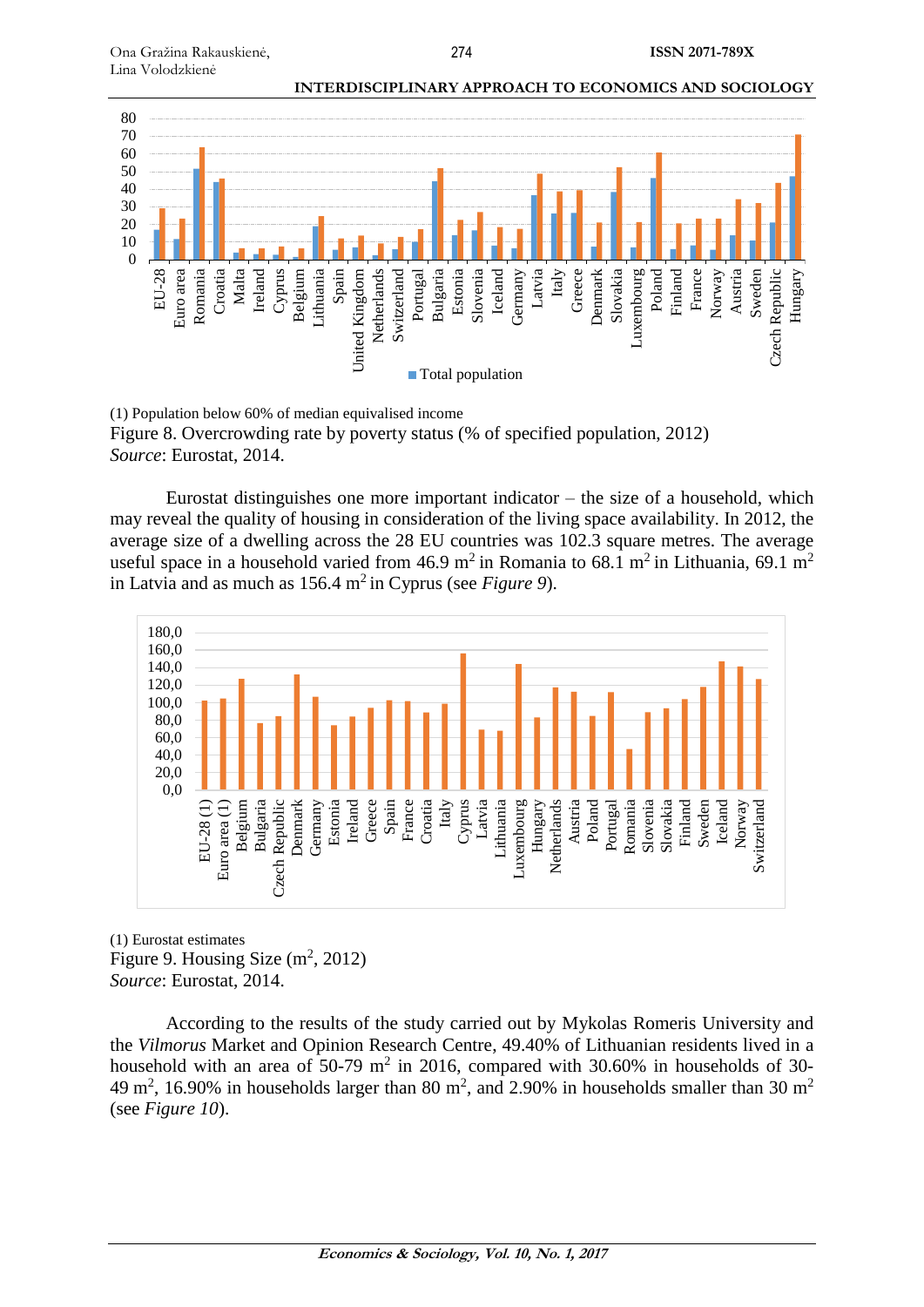(1) Population below 60% of median equivalised income

Figure 8. Overcrowding rate by poverty status (% of specified population, 2012)

*Source*: Eurostat, 2014.

Eurostat distinguishes one more important indicator – the size of a household, which may reveal the quality of housing in consideration of the living space availability. In 2012, the average size of a dwelling across the 28 EU countries was 102.3 square metres. The average useful space in a household varied from 46.9 m$^2$ in Romania to 68.1 m$^2$ in Lithuania, 69.1 m$^2$ in Latvia and as much as 156.4 m$^2$ in Cyprus (see *Figure 9*).

(1) Eurostat estimates

Figure 9. Housing Size (m$^2$, 2012)

*Source*: Eurostat, 2014.

According to the results of the study carried out by Mykolas Romeris University and the *Vilmorus* Market and Opinion Research Centre, 49.40% of Lithuanian residents lived in a household with an area of 50-79 m$^2$ in 2016, compared with 30.60% in households of 30-49 m$^2$, 16.90% in households larger than 80 m$^2$, and 2.90% in households smaller than 30 m$^2$ (see *Figure 10*).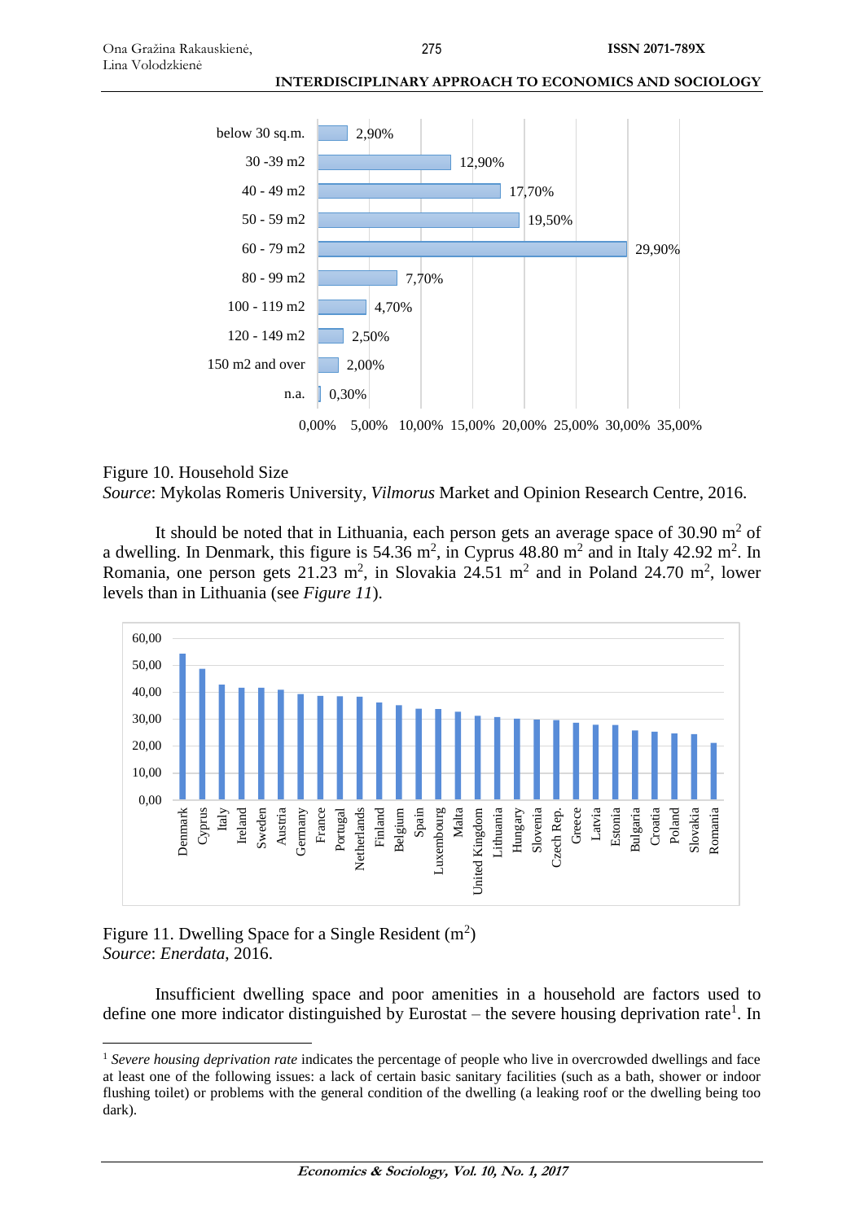| Household size | Share |
| --- | --- |
| below 30 sq.m. | 2,90% |
| 30 -39 m2 | 12,90% |
| 40 - 49 m2 | 17,70% |
| 50 - 59 m2 | 19,50% |
| 60 - 79 m2 | 29,90% |
| 80 - 99 m2 | 7,70% |
| 100 - 119 m2 | 4,70% |
| 120 - 149 m2 | 2,50% |
| 150 m2 and over | 2,00% |
| n.a. | 0,30% |

Figure 10. Household Size
*Source*: Mykolas Romeris University, *Vilmorus* Market and Opinion Research Centre, 2016.

It should be noted that in Lithuania, each person gets an average space of 30.90 $m^2$ of a dwelling. In Denmark, this figure is 54.36 $m^2$, in Cyprus 48.80 $m^2$ and in Italy 42.92 $m^2$. In Romania, one person gets 21.23 $m^2$, in Slovakia 24.51 $m^2$ and in Poland 24.70 $m^2$, lower levels than in Lithuania (see *Figure 11*).

Figure 11. Dwelling Space for a Single Resident ($m^2$)
*Source*: *Enerdata*, 2016.

Insufficient dwelling space and poor amenities in a household are factors used to define one more indicator distinguished by Eurostat – the severe housing deprivation rate[1]. In

[1] *Severe housing deprivation rate* indicates the percentage of people who live in overcrowded dwellings and face at least one of the following issues: a lack of certain basic sanitary facilities (such as a bath, shower or indoor flushing toilet) or problems with the general condition of the dwelling (a leaking roof or the dwelling being too dark).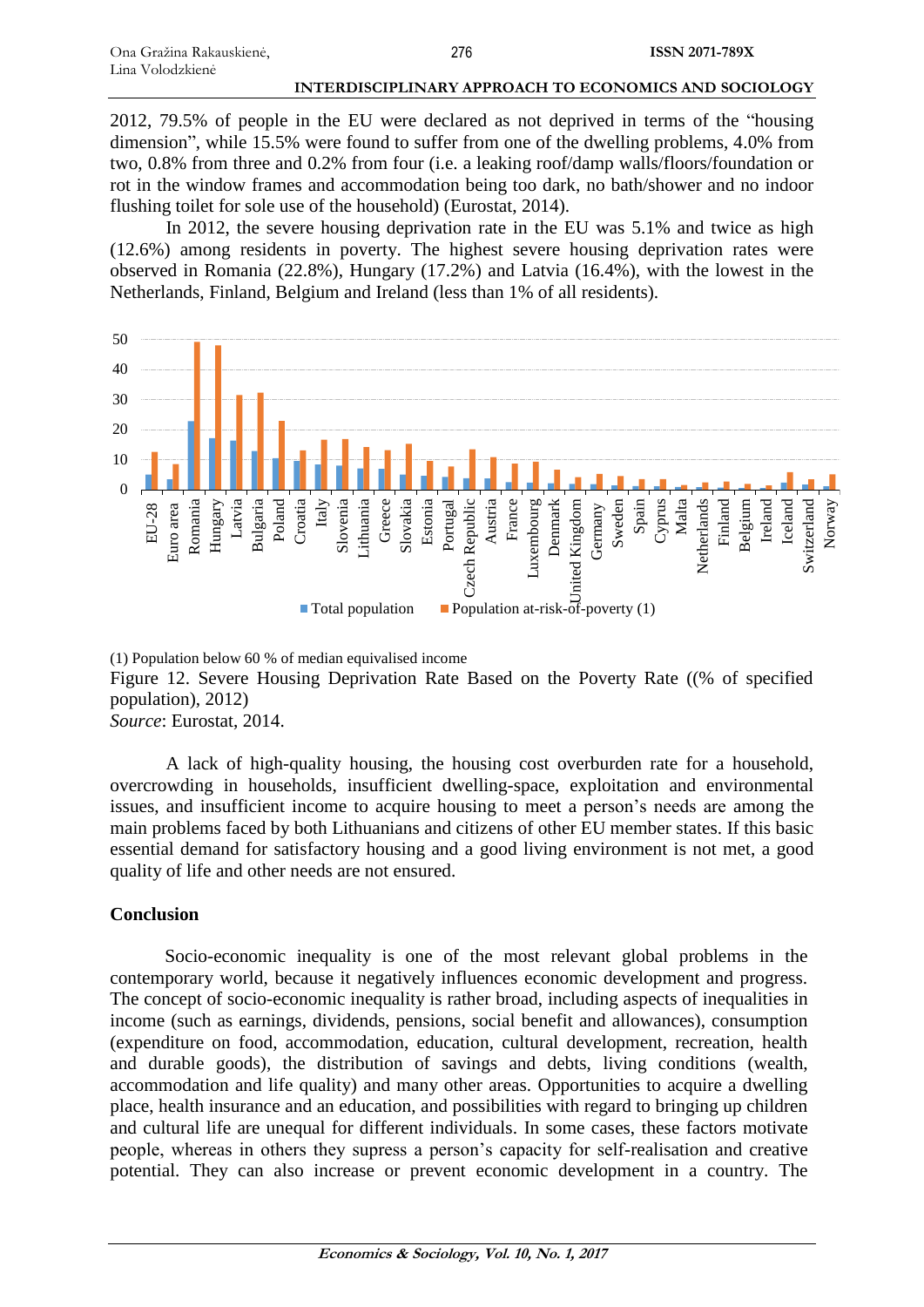2012, 79.5% of people in the EU were declared as not deprived in terms of the "housing dimension", while 15.5% were found to suffer from one of the dwelling problems, 4.0% from two, 0.8% from three and 0.2% from four (i.e. a leaking roof/damp walls/floors/foundation or rot in the window frames and accommodation being too dark, no bath/shower and no indoor flushing toilet for sole use of the household) (Eurostat, 2014).

In 2012, the severe housing deprivation rate in the EU was 5.1% and twice as high (12.6%) among residents in poverty. The highest severe housing deprivation rates were observed in Romania (22.8%), Hungary (17.2%) and Latvia (16.4%), with the lowest in the Netherlands, Finland, Belgium and Ireland (less than 1% of all residents).

(1) Population below 60 % of median equivalised income

Figure 12. Severe Housing Deprivation Rate Based on the Poverty Rate ((% of specified population), 2012)

*Source*: Eurostat, 2014.

A lack of high-quality housing, the housing cost overburden rate for a household, overcrowding in households, insufficient dwelling-space, exploitation and environmental issues, and insufficient income to acquire housing to meet a person's needs are among the main problems faced by both Lithuanians and citizens of other EU member states. If this basic essential demand for satisfactory housing and a good living environment is not met, a good quality of life and other needs are not ensured.

## Conclusion

Socio-economic inequality is one of the most relevant global problems in the contemporary world, because it negatively influences economic development and progress. The concept of socio-economic inequality is rather broad, including aspects of inequalities in income (such as earnings, dividends, pensions, social benefit and allowances), consumption (expenditure on food, accommodation, education, cultural development, recreation, health and durable goods), the distribution of savings and debts, living conditions (wealth, accommodation and life quality) and many other areas. Opportunities to acquire a dwelling place, health insurance and an education, and possibilities with regard to bringing up children and cultural life are unequal for different individuals. In some cases, these factors motivate people, whereas in others they supress a person's capacity for self-realisation and creative potential. They can also increase or prevent economic development in a country. The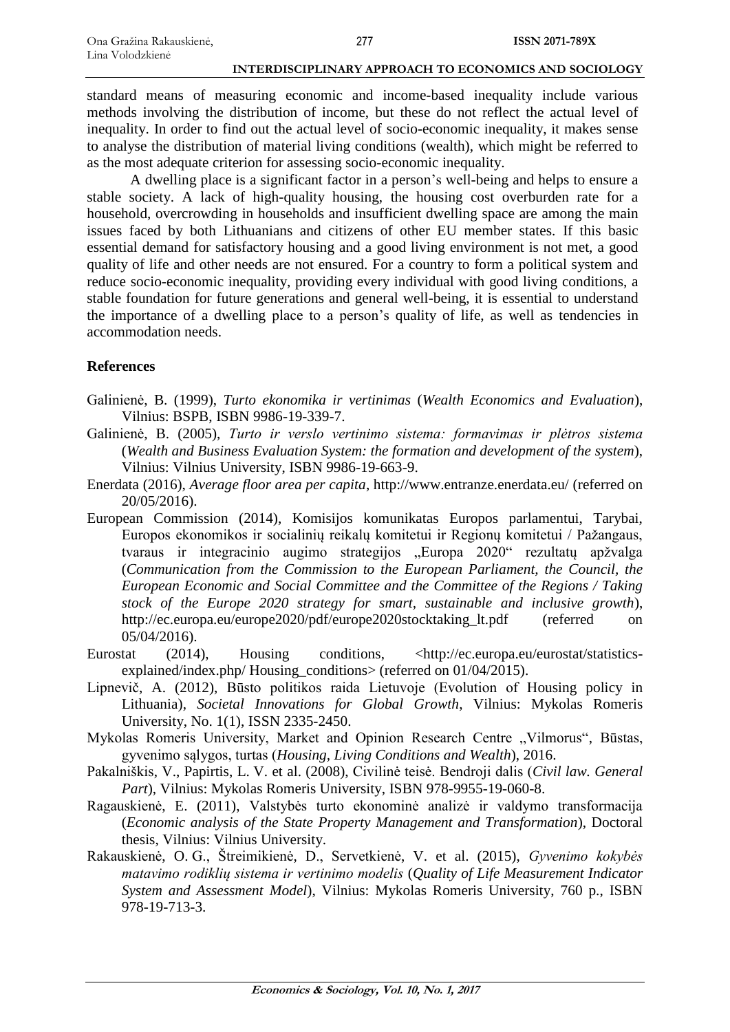standard means of measuring economic and income-based inequality include various methods involving the distribution of income, but these do not reflect the actual level of inequality. In order to find out the actual level of socio-economic inequality, it makes sense to analyse the distribution of material living conditions (wealth), which might be referred to as the most adequate criterion for assessing socio-economic inequality.

A dwelling place is a significant factor in a person's well-being and helps to ensure a stable society. A lack of high-quality housing, the housing cost overburden rate for a household, overcrowding in households and insufficient dwelling space are among the main issues faced by both Lithuanians and citizens of other EU member states. If this basic essential demand for satisfactory housing and a good living environment is not met, a good quality of life and other needs are not ensured. For a country to form a political system and reduce socio-economic inequality, providing every individual with good living conditions, a stable foundation for future generations and general well-being, it is essential to understand the importance of a dwelling place to a person's quality of life, as well as tendencies in accommodation needs.

## References

Galinienė, B. (1999), *Turto ekonomika ir vertinimas* (*Wealth Economics and Evaluation*), Vilnius: BSPB, ISBN 9986-19-339-7.

Galinienė, B. (2005), *Turto ir verslo vertinimo sistema: formavimas ir plėtros sistema* (*Wealth and Business Evaluation System: the formation and development of the system*), Vilnius: Vilnius University, ISBN 9986-19-663-9.

Enerdata (2016), *Average floor area per capita*, http://www.entranze.enerdata.eu/ (referred on 20/05/2016).

European Commission (2014), Komisijos komunikatas Europos parlamentui, Tarybai, Europos ekonomikos ir socialinių reikalų komitetui ir Regionų komitetui / Pažangaus, tvaraus ir integracinio augimo strategijos „Europa 2020" rezultatų apžvalga (*Communication from the Commission to the European Parliament, the Council, the European Economic and Social Committee and the Committee of the Regions / Taking stock of the Europe 2020 strategy for smart, sustainable and inclusive growth*), http://ec.europa.eu/europe2020/pdf/europe2020stocktaking_lt.pdf (referred on 05/04/2016).

Eurostat (2014), Housing conditions, <http://ec.europa.eu/eurostat/statistics-explained/index.php/ Housing_conditions> (referred on 01/04/2015).

Lipnevič, A. (2012), Būsto politikos raida Lietuvoje (Evolution of Housing policy in Lithuania), *Societal Innovations for Global Growth*, Vilnius: Mykolas Romeris University, No. 1(1), ISSN 2335-2450.

Mykolas Romeris University, Market and Opinion Research Centre „Vilmorus", Būstas, gyvenimo sąlygos, turtas (*Housing, Living Conditions and Wealth*), 2016.

Pakalniškis, V., Papirtis, L. V. et al. (2008), Civilinė teisė. Bendroji dalis (*Civil law. General Part*), Vilnius: Mykolas Romeris University, ISBN 978-9955-19-060-8.

Ragauskienė, E. (2011), Valstybės turto ekonominė analizė ir valdymo transformacija (*Economic analysis of the State Property Management and Transformation*), Doctoral thesis, Vilnius: Vilnius University.

Rakauskienė, O. G., Štreimikienė, D., Servetkienė, V. et al. (2015), *Gyvenimo kokybės matavimo rodiklių sistema ir vertinimo modelis* (*Quality of Life Measurement Indicator System and Assessment Model*), Vilnius: Mykolas Romeris University, 760 p., ISBN 978-19-713-3.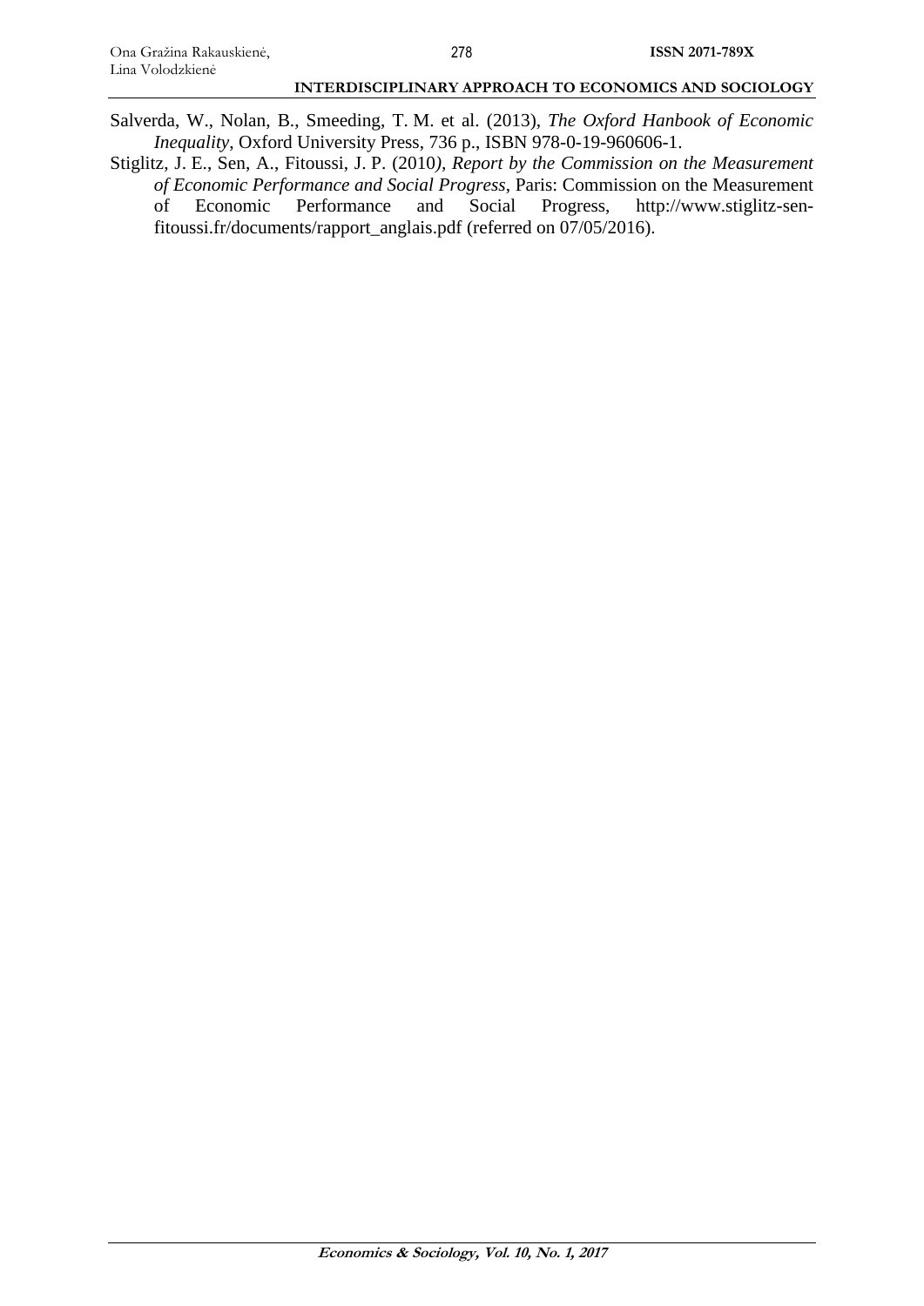Salverda, W., Nolan, B., Smeeding, T. M. et al. (2013), *The Oxford Hanbook of Economic Inequality*, Oxford University Press, 736 p., ISBN 978-0-19-960606-1.

Stiglitz, J. E., Sen, A., Fitoussi, J. P. (2010*), Report by the Commission on the Measurement of Economic Performance and Social Progress*, Paris: Commission on the Measurement of Economic Performance and Social Progress, http://www.stiglitz-sen-fitoussi.fr/documents/rapport_anglais.pdf (referred on 07/05/2016).